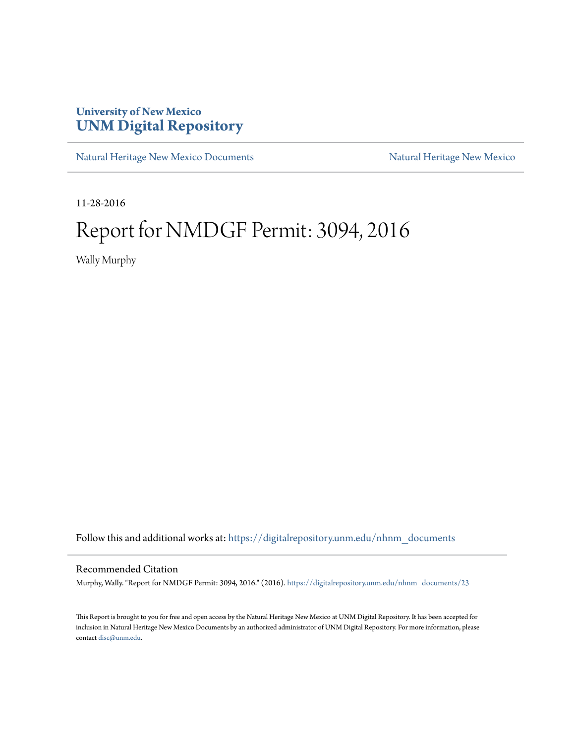University of New Mexico
**UNM Digital Repository**

Natural Heritage New Mexico Documents | Natural Heritage New Mexico

11-28-2016

# Report for NMDGF Permit: 3094, 2016

Wally Murphy

Follow this and additional works at: https://digitalrepository.unm.edu/nhnm_documents

## Recommended Citation

Murphy, Wally. "Report for NMDGF Permit: 3094, 2016." (2016). https://digitalrepository.unm.edu/nhnm_documents/23

This Report is brought to you for free and open access by the Natural Heritage New Mexico at UNM Digital Repository. It has been accepted for inclusion in Natural Heritage New Mexico Documents by an authorized administrator of UNM Digital Repository. For more information, please contact disc@unm.edu.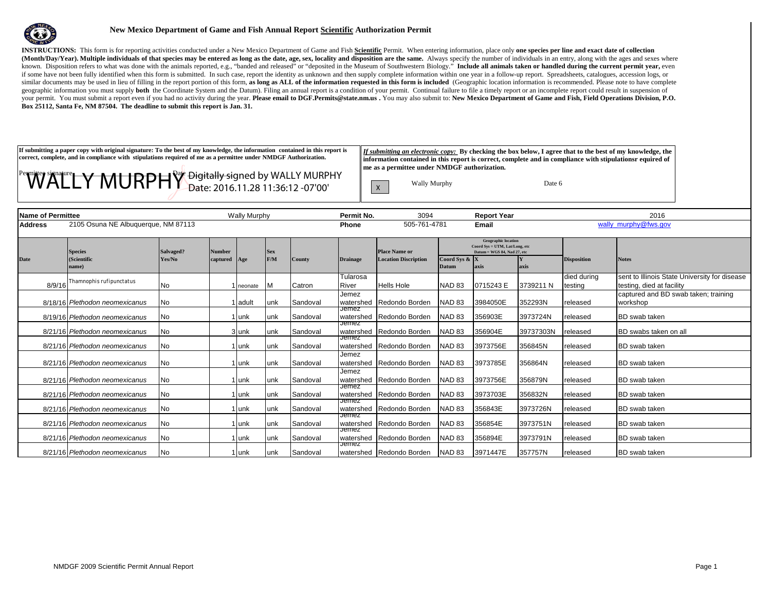**New Mexico Department of Game and Fish Annual Report Scientific Authorization Permit**

**INSTRUCTIONS:** This form is for reporting activities conducted under a New Mexico Department of Game and Fish **Scientific** Permit. When entering information, place only **one species per line and exact date of collection (Month/Day/Year). Multiple individuals of that species may be entered as long as the date, age, sex, locality and disposition are the same.** Always specify the number of individuals in an entry, along with the ages and sexes where known. Disposition refers to what was done with the animals reported, e.g., "banded and released" or "deposited in the Museum of Southwestern Biology." **Include all animals taken or handled during the current permit year,** even if some have not been fully identified when this form is submitted. In such case, report the identity as unknown and then supply complete information within one year in a follow-up report. Spreadsheets, catalogues, accession logs, or similar documents may be used in lieu of filling in the report portion of this form, **as long as ALL of the information requested in this form is included** (Geographic location information is recommended. Please note to have complete geographic information you must supply **both** the Coordinate System and the Datum). Filing an annual report is a condition of your permit. Continual failure to file a timely report or an incomplete report could result in suspension of your permit. You must submit a report even if you had no activity during the year. **Please email to DGF.Permits@state.nm.us .** You may also submit to: **New Mexico Department of Game and Fish, Field Operations Division, P.O. Box 25112, Santa Fe, NM 87504. The deadline to submit this report is Jan. 31.**

If submitting a paper copy with original signature: To the best of my knowledge, the information contained in this report is correct, complete, and in compliance with stipulations required of me as a permittee under NMDGF Authorization.

Permittee signature WALLY MURPHY Date Digitally signed by WALLY MURPHY Date: 2016.11.28 11:36:12 -07'00'

*If submitting an electronic copy:* **By checking the box below, I agree that to the best of my knowledge, the information contained in this report is correct, complete and in compliance with stipulationsr equired of me as a permittee under NMDGF authorization.**

X Wally Murphy Date 6

| | | | | | |
|---|---|---|---|---|---|
| **Name of Permittee** | Wally Murphy | **Permit No.** | 3094 | **Report Year** | 2016 |
| **Address** | 2105 Osuna NE Albuquerque, NM 87113 | **Phone** | 505-761-4781 | **Email** | wally_murphy@fws.gov |

| Date | Species (Scientific name) | Salvaged? Yes/No | Number captured | Age | Sex F/M | County | Drainage | Place Name or Location Description | Coord Sys & Datum | X axis | Y axis | Disposition | Notes |
|---|---|---|---|---|---|---|---|---|---|---|---|---|---|
| 8/9/16 | Thamnophis rufipunctatus | No | 1 | neonate | M | Catron | Tularosa River | Hells Hole | NAD 83 | 0715243 E | 3739211 N | died during testing | sent to Illinois State University for disease testing, died at facility |
| 8/18/16 | *Plethodon neomexicanus* | No | 1 | adult | unk | Sandoval | Jemez watershed | Redondo Borden | NAD 83 | 3984050E | 352293N | released | captured and BD swab taken; training workshop |
| 8/19/16 | *Plethodon neomexicanus* | No | 1 | unk | unk | Sandoval | Jemez watershed | Redondo Borden | NAD 83 | 356903E | 3973724N | released | BD swab taken |
| 8/21/16 | *Plethodon neomexicanus* | No | 3 | unk | unk | Sandoval | Jemez watershed | Redondo Borden | NAD 83 | 356904E | 39737303N | released | BD swabs taken on all |
| 8/21/16 | *Plethodon neomexicanus* | No | 1 | unk | unk | Sandoval | Jemez watershed | Redondo Borden | NAD 83 | 3973756E | 356845N | released | BD swab taken |
| 8/21/16 | *Plethodon neomexicanus* | No | 1 | unk | unk | Sandoval | Jemez watershed | Redondo Borden | NAD 83 | 3973785E | 356864N | released | BD swab taken |
| 8/21/16 | *Plethodon neomexicanus* | No | 1 | unk | unk | Sandoval | Jemez watershed | Redondo Borden | NAD 83 | 3973756E | 356879N | released | BD swab taken |
| 8/21/16 | *Plethodon neomexicanus* | No | 1 | unk | unk | Sandoval | Jemez watershed | Redondo Borden | NAD 83 | 3973703E | 356832N | released | BD swab taken |
| 8/21/16 | *Plethodon neomexicanus* | No | 1 | unk | unk | Sandoval | Jemez watershed | Redondo Borden | NAD 83 | 356843E | 3973726N | released | BD swab taken |
| 8/21/16 | *Plethodon neomexicanus* | No | 1 | unk | unk | Sandoval | Jemez watershed | Redondo Borden | NAD 83 | 356854E | 3973751N | released | BD swab taken |
| 8/21/16 | *Plethodon neomexicanus* | No | 1 | unk | unk | Sandoval | Jemez watershed | Redondo Borden | NAD 83 | 356894E | 3973791N | released | BD swab taken |
| 8/21/16 | *Plethodon neomexicanus* | No | 1 | unk | unk | Sandoval | Jemez watershed | Redondo Borden | NAD 83 | 3971447E | 357757N | released | BD swab taken |

Geographic location: Coord Sys = UTM, Lat/Long, etc; Datum = WGS 84, Nad 27, etc

NMDGF 2009 Scientific Permit Annual Report